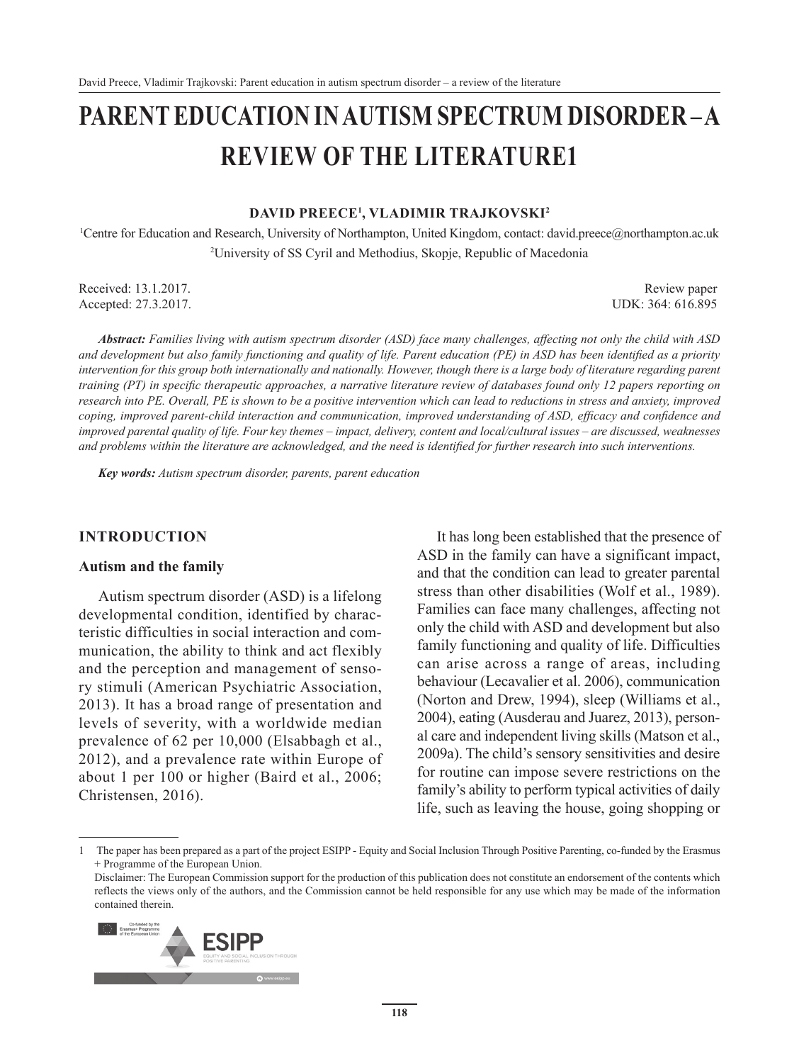# PARENT EDUCATION IN AUTISM SPECTRUM DISORDER – A REVIEW OF THE LITERATURE[1]

**DAVID PREECE[1], VLADIMIR TRAJKOVSKI[2]**

[1]Centre for Education and Research, University of Northampton, United Kingdom, contact: david.preece@northampton.ac.uk
[2]University of SS Cyril and Methodius, Skopje, Republic of Macedonia

Received: 13.1.2017.
Accepted: 27.3.2017.

Review paper
UDK: 364: 616.895

***Abstract:*** *Families living with autism spectrum disorder (ASD) face many challenges, affecting not only the child with ASD and development but also family functioning and quality of life. Parent education (PE) in ASD has been identified as a priority intervention for this group both internationally and nationally. However, though there is a large body of literature regarding parent training (PT) in specific therapeutic approaches, a narrative literature review of databases found only 12 papers reporting on research into PE. Overall, PE is shown to be a positive intervention which can lead to reductions in stress and anxiety, improved coping, improved parent-child interaction and communication, improved understanding of ASD, efficacy and confidence and improved parental quality of life. Four key themes – impact, delivery, content and local/cultural issues – are discussed, weaknesses and problems within the literature are acknowledged, and the need is identified for further research into such interventions.*

***Key words:*** *Autism spectrum disorder, parents, parent education*

## INTRODUCTION

### Autism and the family

Autism spectrum disorder (ASD) is a lifelong developmental condition, identified by characteristic difficulties in social interaction and communication, the ability to think and act flexibly and the perception and management of sensory stimuli (American Psychiatric Association, 2013). It has a broad range of presentation and levels of severity, with a worldwide median prevalence of 62 per 10,000 (Elsabbagh et al., 2012), and a prevalence rate within Europe of about 1 per 100 or higher (Baird et al., 2006; Christensen, 2016).

It has long been established that the presence of ASD in the family can have a significant impact, and that the condition can lead to greater parental stress than other disabilities (Wolf et al., 1989). Families can face many challenges, affecting not only the child with ASD and development but also family functioning and quality of life. Difficulties can arise across a range of areas, including behaviour (Lecavalier et al. 2006), communication (Norton and Drew, 1994), sleep (Williams et al., 2004), eating (Ausderau and Juarez, 2013), personal care and independent living skills (Matson et al., 2009a). The child's sensory sensitivities and desire for routine can impose severe restrictions on the family's ability to perform typical activities of daily life, such as leaving the house, going shopping or

---

1 The paper has been prepared as a part of the project ESIPP - Equity and Social Inclusion Through Positive Parenting, co-funded by the Erasmus + Programme of the European Union.
Disclaimer: The European Commission support for the production of this publication does not constitute an endorsement of the contents which reflects the views only of the authors, and the Commission cannot be held responsible for any use which may be made of the information contained therein.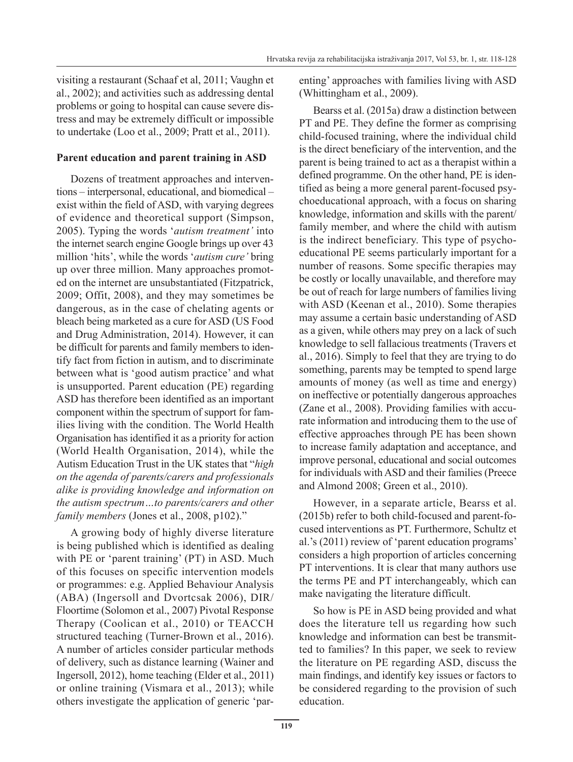visiting a restaurant (Schaaf et al, 2011; Vaughn et al., 2002); and activities such as addressing dental problems or going to hospital can cause severe distress and may be extremely difficult or impossible to undertake (Loo et al., 2009; Pratt et al., 2011).

## Parent education and parent training in ASD

Dozens of treatment approaches and interventions – interpersonal, educational, and biomedical – exist within the field of ASD, with varying degrees of evidence and theoretical support (Simpson, 2005). Typing the words '*autism treatment'* into the internet search engine Google brings up over 43 million 'hits', while the words '*autism cure'* bring up over three million. Many approaches promoted on the internet are unsubstantiated (Fitzpatrick, 2009; Offit, 2008), and they may sometimes be dangerous, as in the case of chelating agents or bleach being marketed as a cure for ASD (US Food and Drug Administration, 2014). However, it can be difficult for parents and family members to identify fact from fiction in autism, and to discriminate between what is 'good autism practice' and what is unsupported. Parent education (PE) regarding ASD has therefore been identified as an important component within the spectrum of support for families living with the condition. The World Health Organisation has identified it as a priority for action (World Health Organisation, 2014), while the Autism Education Trust in the UK states that "*high on the agenda of parents/carers and professionals alike is providing knowledge and information on the autism spectrum…to parents/carers and other family members* (Jones et al., 2008, p102)."

A growing body of highly diverse literature is being published which is identified as dealing with PE or 'parent training' (PT) in ASD. Much of this focuses on specific intervention models or programmes: e.g. Applied Behaviour Analysis (ABA) (Ingersoll and Dvortcsak 2006), DIR/Floortime (Solomon et al., 2007) Pivotal Response Therapy (Coolican et al., 2010) or TEACCH structured teaching (Turner-Brown et al., 2016). A number of articles consider particular methods of delivery, such as distance learning (Wainer and Ingersoll, 2012), home teaching (Elder et al., 2011) or online training (Vismara et al., 2013); while others investigate the application of generic 'parenting' approaches with families living with ASD (Whittingham et al., 2009).

Bearss et al. (2015a) draw a distinction between PT and PE. They define the former as comprising child-focused training, where the individual child is the direct beneficiary of the intervention, and the parent is being trained to act as a therapist within a defined programme. On the other hand, PE is identified as being a more general parent-focused psychoeducational approach, with a focus on sharing knowledge, information and skills with the parent/family member, and where the child with autism is the indirect beneficiary. This type of psychoeducational PE seems particularly important for a number of reasons. Some specific therapies may be costly or locally unavailable, and therefore may be out of reach for large numbers of families living with ASD (Keenan et al., 2010). Some therapies may assume a certain basic understanding of ASD as a given, while others may prey on a lack of such knowledge to sell fallacious treatments (Travers et al., 2016). Simply to feel that they are trying to do something, parents may be tempted to spend large amounts of money (as well as time and energy) on ineffective or potentially dangerous approaches (Zane et al., 2008). Providing families with accurate information and introducing them to the use of effective approaches through PE has been shown to increase family adaptation and acceptance, and improve personal, educational and social outcomes for individuals with ASD and their families (Preece and Almond 2008; Green et al., 2010).

However, in a separate article, Bearss et al. (2015b) refer to both child-focused and parent-focused interventions as PT. Furthermore, Schultz et al.'s (2011) review of 'parent education programs' considers a high proportion of articles concerning PT interventions. It is clear that many authors use the terms PE and PT interchangeably, which can make navigating the literature difficult.

So how is PE in ASD being provided and what does the literature tell us regarding how such knowledge and information can best be transmitted to families? In this paper, we seek to review the literature on PE regarding ASD, discuss the main findings, and identify key issues or factors to be considered regarding to the provision of such education.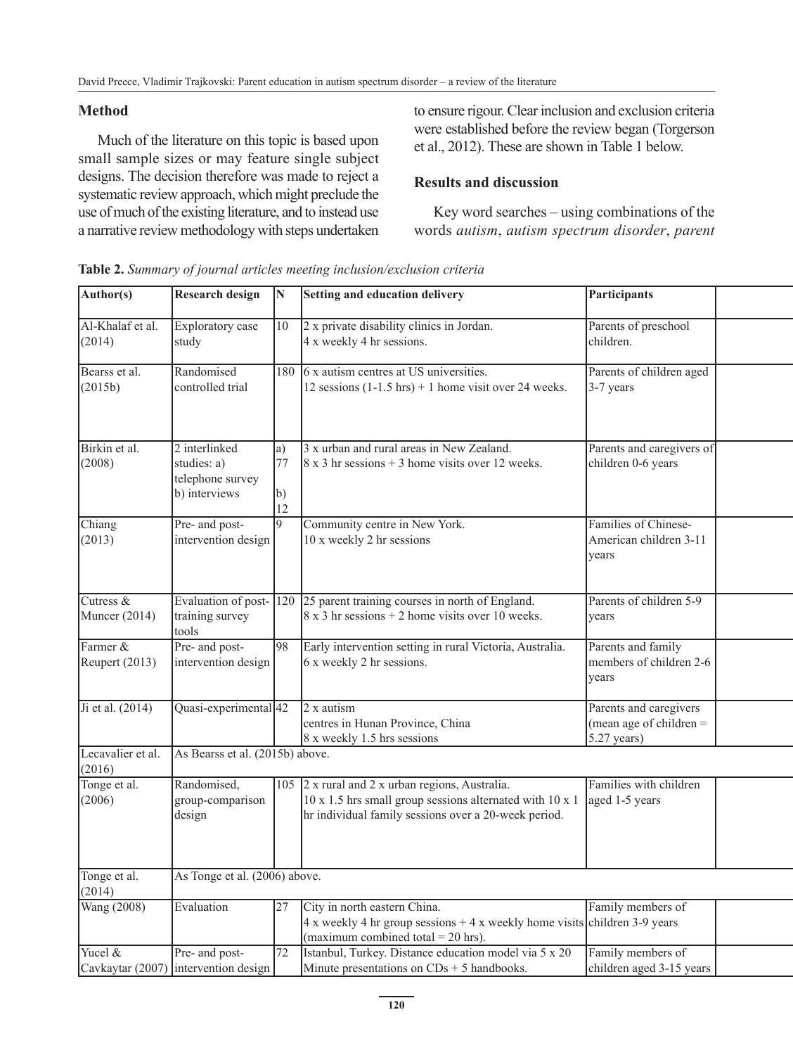## Method

Much of the literature on this topic is based upon small sample sizes or may feature single subject designs. The decision therefore was made to reject a systematic review approach, which might preclude the use of much of the existing literature, and to instead use a narrative review methodology with steps undertaken to ensure rigour. Clear inclusion and exclusion criteria were established before the review began (Torgerson et al., 2012). These are shown in Table 1 below.

## Results and discussion

Key word searches – using combinations of the words *autism*, *autism spectrum disorder*, *parent*

**Table 2.** *Summary of journal articles meeting inclusion/exclusion criteria*

| Author(s) | Research design | N | Setting and education delivery | Participants | |
|---|---|---|---|---|---|
| Al-Khalaf et al. (2014) | Exploratory case study | 10 | 2 x private disability clinics in Jordan. 4 x weekly 4 hr sessions. | Parents of preschool children. | |
| Bearss et al. (2015b) | Randomised controlled trial | 180 | 6 x autism centres at US universities. 12 sessions (1-1.5 hrs) + 1 home visit over 24 weeks. | Parents of children aged 3-7 years | |
| Birkin et al. (2008) | 2 interlinked studies: a) telephone survey b) interviews | a) 77 b) 12 | 3 x urban and rural areas in New Zealand. 8 x 3 hr sessions + 3 home visits over 12 weeks. | Parents and caregivers of children 0-6 years | |
| Chiang (2013) | Pre- and post-intervention design | 9 | Community centre in New York. 10 x weekly 2 hr sessions | Families of Chinese-American children 3-11 years | |
| Cutress & Muncer (2014) | Evaluation of post-training survey tools | 120 | 25 parent training courses in north of England. 8 x 3 hr sessions + 2 home visits over 10 weeks. | Parents of children 5-9 years | |
| Farmer & Reupert (2013) | Pre- and post-intervention design | 98 | Early intervention setting in rural Victoria, Australia. 6 x weekly 2 hr sessions. | Parents and family members of children 2-6 years | |
| Ji et al. (2014) | Quasi-experimental | 42 | 2 x autism centres in Hunan Province, China 8 x weekly 1.5 hrs sessions | Parents and caregivers (mean age of children = 5.27 years) | |
| Lecavalier et al. (2016) | As Bearss et al. (2015b) above. | | | | |
| Tonge et al. (2006) | Randomised, group-comparison design | 105 | 2 x rural and 2 x urban regions, Australia. 10 x 1.5 hrs small group sessions alternated with 10 x 1 hr individual family sessions over a 20-week period. | Families with children aged 1-5 years | |
| Tonge et al. (2014) | As Tonge et al. (2006) above. | | | | |
| Wang (2008) | Evaluation | 27 | City in north eastern China. 4 x weekly 4 hr group sessions + 4 x weekly home visits (maximum combined total = 20 hrs). | Family members of children 3-9 years | |
| Yucel & Cavkaytar (2007) | Pre- and post-intervention design | 72 | Istanbul, Turkey. Distance education model via 5 x 20 Minute presentations on CDs + 5 handbooks. | Family members of children aged 3-15 years | |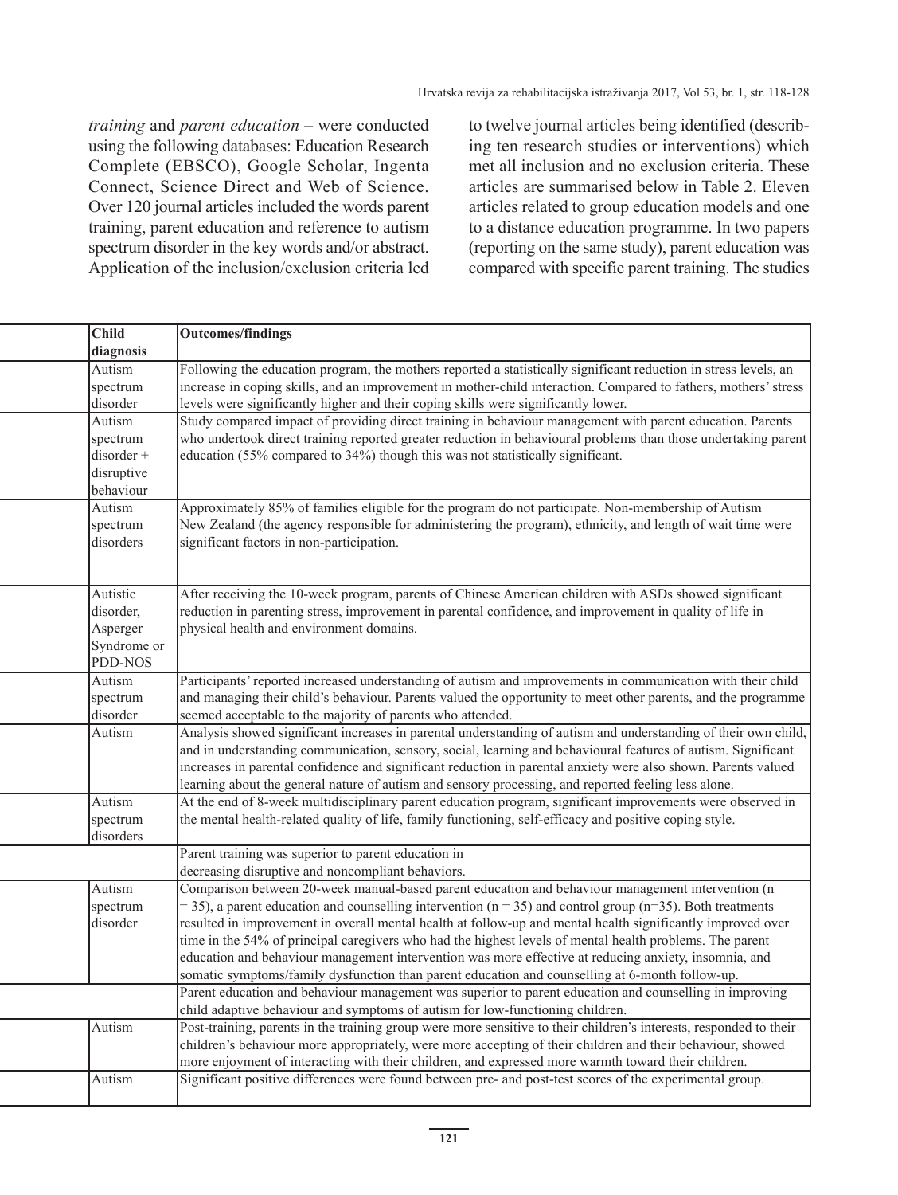*training* and *parent education* – were conducted using the following databases: Education Research Complete (EBSCO), Google Scholar, Ingenta Connect, Science Direct and Web of Science. Over 120 journal articles included the words parent training, parent education and reference to autism spectrum disorder in the key words and/or abstract. Application of the inclusion/exclusion criteria led to twelve journal articles being identified (describing ten research studies or interventions) which met all inclusion and no exclusion criteria. These articles are summarised below in Table 2. Eleven articles related to group education models and one to a distance education programme. In two papers (reporting on the same study), parent education was compared with specific parent training. The studies

| | Child diagnosis | Outcomes/findings |
|---|---|---|
| | Autism spectrum disorder | Following the education program, the mothers reported a statistically significant reduction in stress levels, an increase in coping skills, and an improvement in mother-child interaction. Compared to fathers, mothers' stress levels were significantly higher and their coping skills were significantly lower. |
| | Autism spectrum disorder + disruptive behaviour | Study compared impact of providing direct training in behaviour management with parent education. Parents who undertook direct training reported greater reduction in behavioural problems than those undertaking parent education (55% compared to 34%) though this was not statistically significant. |
| | Autism spectrum disorders | Approximately 85% of families eligible for the program do not participate. Non-membership of Autism New Zealand (the agency responsible for administering the program), ethnicity, and length of wait time were significant factors in non-participation. |
| | Autistic disorder, Asperger Syndrome or PDD-NOS | After receiving the 10-week program, parents of Chinese American children with ASDs showed significant reduction in parenting stress, improvement in parental confidence, and improvement in quality of life in physical health and environment domains. |
| | Autism spectrum disorder | Participants' reported increased understanding of autism and improvements in communication with their child and managing their child's behaviour. Parents valued the opportunity to meet other parents, and the programme seemed acceptable to the majority of parents who attended. |
| | Autism | Analysis showed significant increases in parental understanding of autism and understanding of their own child, and in understanding communication, sensory, social, learning and behavioural features of autism. Significant increases in parental confidence and significant reduction in parental anxiety were also shown. Parents valued learning about the general nature of autism and sensory processing, and reported feeling less alone. |
| | Autism spectrum disorders | At the end of 8-week multidisciplinary parent education program, significant improvements were observed in the mental health-related quality of life, family functioning, self-efficacy and positive coping style. |
| | | Parent training was superior to parent education in decreasing disruptive and noncompliant behaviors. |
| | Autism spectrum disorder | Comparison between 20-week manual-based parent education and behaviour management intervention (n = 35), a parent education and counselling intervention (n = 35) and control group (n=35). Both treatments resulted in improvement in overall mental health at follow-up and mental health significantly improved over time in the 54% of principal caregivers who had the highest levels of mental health problems. The parent education and behaviour management intervention was more effective at reducing anxiety, insomnia, and somatic symptoms/family dysfunction than parent education and counselling at 6-month follow-up. |
| | | Parent education and behaviour management was superior to parent education and counselling in improving child adaptive behaviour and symptoms of autism for low-functioning children. |
| | Autism | Post-training, parents in the training group were more sensitive to their children's interests, responded to their children's behaviour more appropriately, were more accepting of their children and their behaviour, showed more enjoyment of interacting with their children, and expressed more warmth toward their children. |
| | Autism | Significant positive differences were found between pre- and post-test scores of the experimental group. |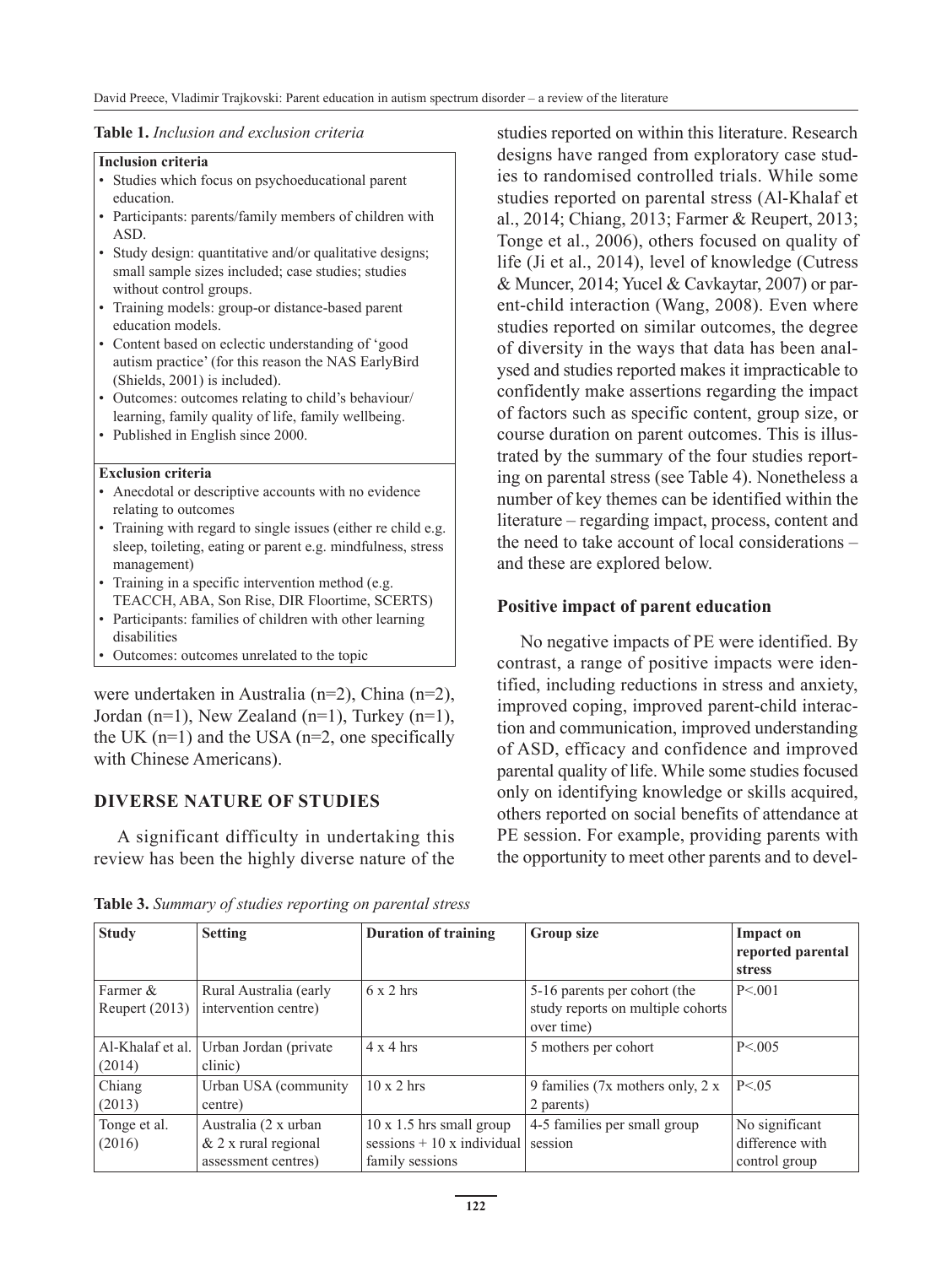**Table 1.** *Inclusion and exclusion criteria*

| **Inclusion criteria** |
| --- |
| • Studies which focus on psychoeducational parent education.<br>• Participants: parents/family members of children with ASD.<br>• Study design: quantitative and/or qualitative designs; small sample sizes included; case studies; studies without control groups.<br>• Training models: group-or distance-based parent education models.<br>• Content based on eclectic understanding of 'good autism practice' (for this reason the NAS EarlyBird (Shields, 2001) is included).<br>• Outcomes: outcomes relating to child's behaviour/learning, family quality of life, family wellbeing.<br>• Published in English since 2000. |
| **Exclusion criteria** |
| • Anecdotal or descriptive accounts with no evidence relating to outcomes<br>• Training with regard to single issues (either re child e.g. sleep, toileting, eating or parent e.g. mindfulness, stress management)<br>• Training in a specific intervention method (e.g. TEACCH, ABA, Son Rise, DIR Floortime, SCERTS)<br>• Participants: families of children with other learning disabilities<br>• Outcomes: outcomes unrelated to the topic |

were undertaken in Australia (n=2), China (n=2), Jordan (n=1), New Zealand (n=1), Turkey (n=1), the UK (n=1) and the USA (n=2, one specifically with Chinese Americans).

## DIVERSE NATURE OF STUDIES

A significant difficulty in undertaking this review has been the highly diverse nature of the studies reported on within this literature. Research designs have ranged from exploratory case studies to randomised controlled trials. While some studies reported on parental stress (Al-Khalaf et al., 2014; Chiang, 2013; Farmer & Reupert, 2013; Tonge et al., 2006), others focused on quality of life (Ji et al., 2014), level of knowledge (Cutress & Muncer, 2014; Yucel & Cavkaytar, 2007) or parent-child interaction (Wang, 2008). Even where studies reported on similar outcomes, the degree of diversity in the ways that data has been analysed and studies reported makes it impracticable to confidently make assertions regarding the impact of factors such as specific content, group size, or course duration on parent outcomes. This is illustrated by the summary of the four studies reporting on parental stress (see Table 4). Nonetheless a number of key themes can be identified within the literature – regarding impact, process, content and the need to take account of local considerations – and these are explored below.

### Positive impact of parent education

No negative impacts of PE were identified. By contrast, a range of positive impacts were identified, including reductions in stress and anxiety, improved coping, improved parent-child interaction and communication, improved understanding of ASD, efficacy and confidence and improved parental quality of life. While some studies focused only on identifying knowledge or skills acquired, others reported on social benefits of attendance at PE session. For example, providing parents with the opportunity to meet other parents and to devel-

**Table 3.** *Summary of studies reporting on parental stress*

| Study | Setting | Duration of training | Group size | Impact on reported parental stress |
| --- | --- | --- | --- | --- |
| Farmer & Reupert (2013) | Rural Australia (early intervention centre) | 6 x 2 hrs | 5-16 parents per cohort (the study reports on multiple cohorts over time) | P<.001 |
| Al-Khalaf et al. (2014) | Urban Jordan (private clinic) | 4 x 4 hrs | 5 mothers per cohort | P<.005 |
| Chiang (2013) | Urban USA (community centre) | 10 x 2 hrs | 9 families (7x mothers only, 2 x 2 parents) | P<.05 |
| Tonge et al. (2016) | Australia (2 x urban & 2 x rural regional assessment centres) | 10 x 1.5 hrs small group sessions + 10 x individual family sessions | 4-5 families per small group session | No significant difference with control group |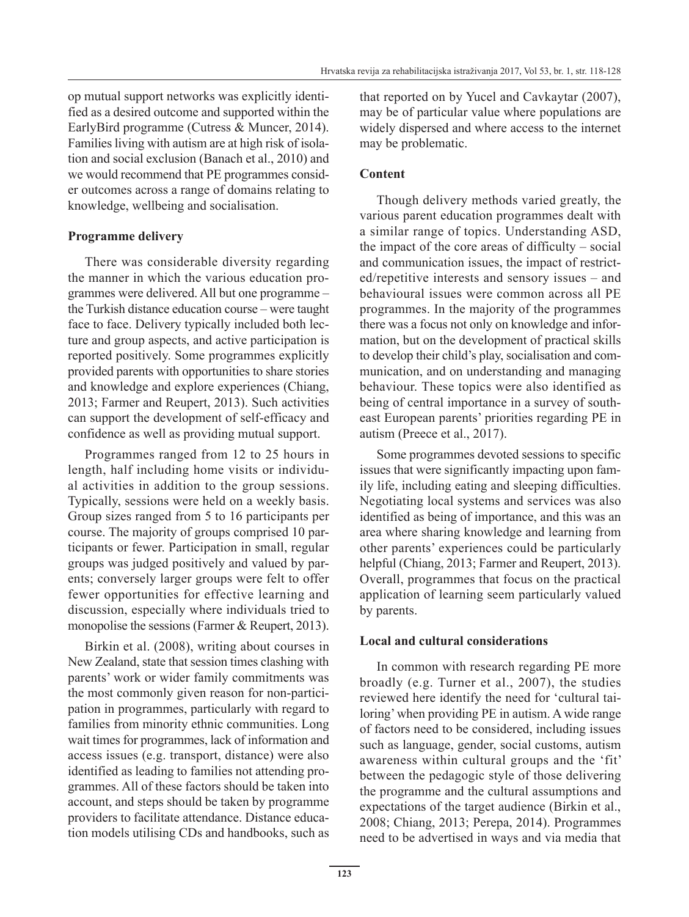op mutual support networks was explicitly identified as a desired outcome and supported within the EarlyBird programme (Cutress & Muncer, 2014). Families living with autism are at high risk of isolation and social exclusion (Banach et al., 2010) and we would recommend that PE programmes consider outcomes across a range of domains relating to knowledge, wellbeing and socialisation.

**Programme delivery**

There was considerable diversity regarding the manner in which the various education programmes were delivered. All but one programme – the Turkish distance education course – were taught face to face. Delivery typically included both lecture and group aspects, and active participation is reported positively. Some programmes explicitly provided parents with opportunities to share stories and knowledge and explore experiences (Chiang, 2013; Farmer and Reupert, 2013). Such activities can support the development of self-efficacy and confidence as well as providing mutual support.

Programmes ranged from 12 to 25 hours in length, half including home visits or individual activities in addition to the group sessions. Typically, sessions were held on a weekly basis. Group sizes ranged from 5 to 16 participants per course. The majority of groups comprised 10 participants or fewer. Participation in small, regular groups was judged positively and valued by parents; conversely larger groups were felt to offer fewer opportunities for effective learning and discussion, especially where individuals tried to monopolise the sessions (Farmer & Reupert, 2013).

Birkin et al. (2008), writing about courses in New Zealand, state that session times clashing with parents' work or wider family commitments was the most commonly given reason for non-participation in programmes, particularly with regard to families from minority ethnic communities. Long wait times for programmes, lack of information and access issues (e.g. transport, distance) were also identified as leading to families not attending programmes. All of these factors should be taken into account, and steps should be taken by programme providers to facilitate attendance. Distance education models utilising CDs and handbooks, such as that reported on by Yucel and Cavkaytar (2007), may be of particular value where populations are widely dispersed and where access to the internet may be problematic.

**Content**

Though delivery methods varied greatly, the various parent education programmes dealt with a similar range of topics. Understanding ASD, the impact of the core areas of difficulty – social and communication issues, the impact of restricted/repetitive interests and sensory issues – and behavioural issues were common across all PE programmes. In the majority of the programmes there was a focus not only on knowledge and information, but on the development of practical skills to develop their child's play, socialisation and communication, and on understanding and managing behaviour. These topics were also identified as being of central importance in a survey of south-east European parents' priorities regarding PE in autism (Preece et al., 2017).

Some programmes devoted sessions to specific issues that were significantly impacting upon family life, including eating and sleeping difficulties. Negotiating local systems and services was also identified as being of importance, and this was an area where sharing knowledge and learning from other parents' experiences could be particularly helpful (Chiang, 2013; Farmer and Reupert, 2013). Overall, programmes that focus on the practical application of learning seem particularly valued by parents.

**Local and cultural considerations**

In common with research regarding PE more broadly (e.g. Turner et al., 2007), the studies reviewed here identify the need for 'cultural tailoring' when providing PE in autism. A wide range of factors need to be considered, including issues such as language, gender, social customs, autism awareness within cultural groups and the 'fit' between the pedagogic style of those delivering the programme and the cultural assumptions and expectations of the target audience (Birkin et al., 2008; Chiang, 2013; Perepa, 2014). Programmes need to be advertised in ways and via media that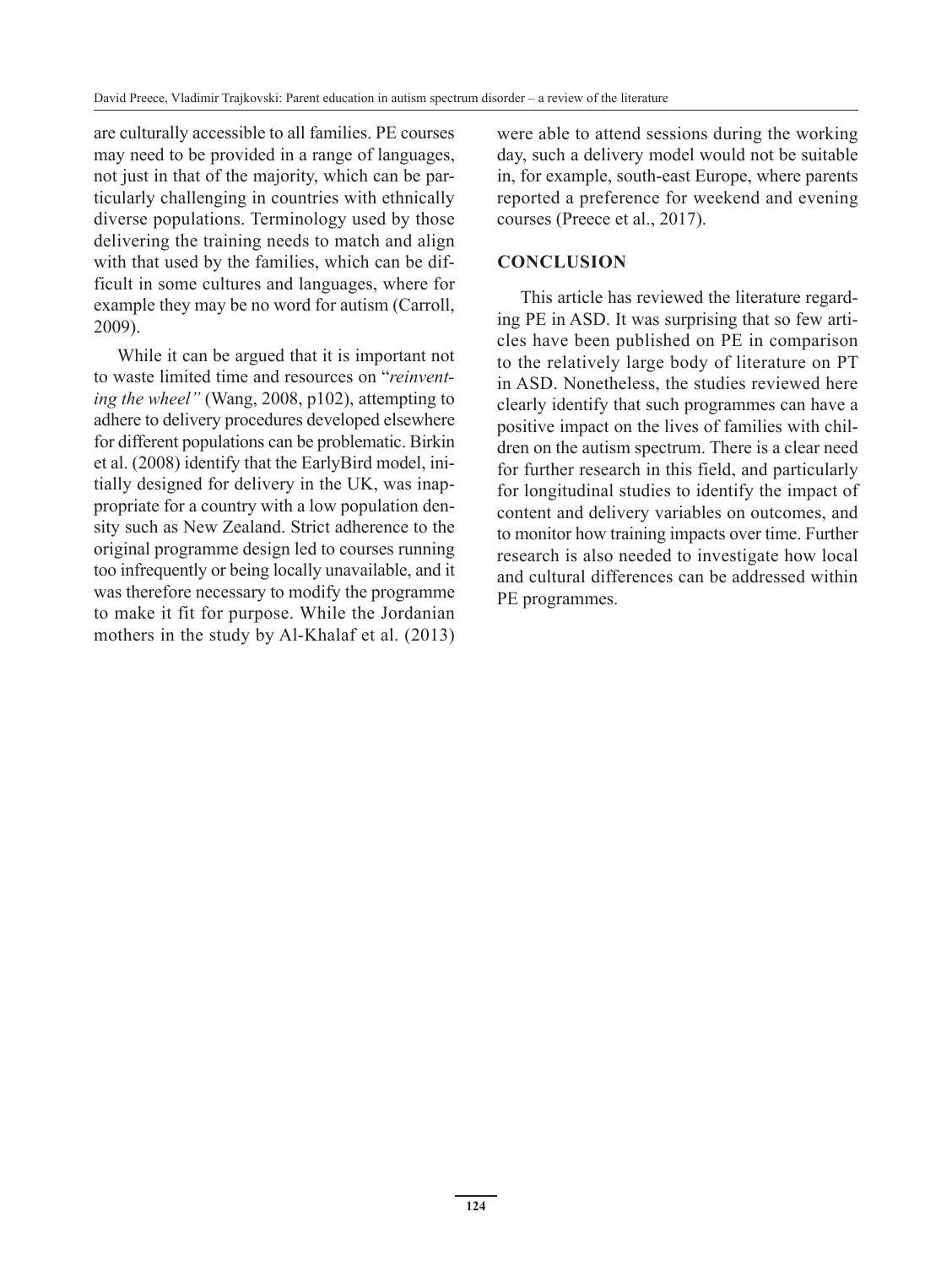are culturally accessible to all families. PE courses may need to be provided in a range of languages, not just in that of the majority, which can be particularly challenging in countries with ethnically diverse populations. Terminology used by those delivering the training needs to match and align with that used by the families, which can be difficult in some cultures and languages, where for example they may be no word for autism (Carroll, 2009).

While it can be argued that it is important not to waste limited time and resources on "*reinventing the wheel"* (Wang, 2008, p102), attempting to adhere to delivery procedures developed elsewhere for different populations can be problematic. Birkin et al. (2008) identify that the EarlyBird model, initially designed for delivery in the UK, was inappropriate for a country with a low population density such as New Zealand. Strict adherence to the original programme design led to courses running too infrequently or being locally unavailable, and it was therefore necessary to modify the programme to make it fit for purpose. While the Jordanian mothers in the study by Al-Khalaf et al. (2013) were able to attend sessions during the working day, such a delivery model would not be suitable in, for example, south-east Europe, where parents reported a preference for weekend and evening courses (Preece et al., 2017).

## CONCLUSION

This article has reviewed the literature regarding PE in ASD. It was surprising that so few articles have been published on PE in comparison to the relatively large body of literature on PT in ASD. Nonetheless, the studies reviewed here clearly identify that such programmes can have a positive impact on the lives of families with children on the autism spectrum. There is a clear need for further research in this field, and particularly for longitudinal studies to identify the impact of content and delivery variables on outcomes, and to monitor how training impacts over time. Further research is also needed to investigate how local and cultural differences can be addressed within PE programmes.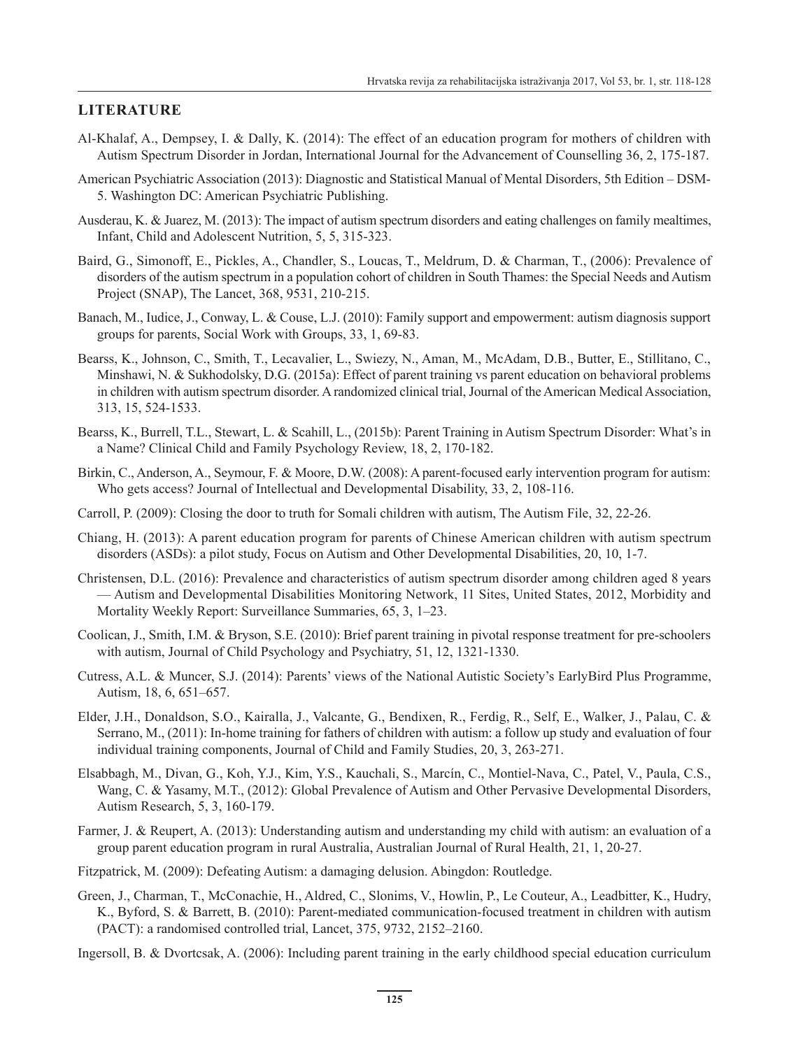## LITERATURE

Al-Khalaf, A., Dempsey, I. & Dally, K. (2014): The effect of an education program for mothers of children with Autism Spectrum Disorder in Jordan, International Journal for the Advancement of Counselling 36, 2, 175-187.

American Psychiatric Association (2013): Diagnostic and Statistical Manual of Mental Disorders, 5th Edition – DSM-5. Washington DC: American Psychiatric Publishing.

Ausderau, K. & Juarez, M. (2013): The impact of autism spectrum disorders and eating challenges on family mealtimes, Infant, Child and Adolescent Nutrition, 5, 5, 315-323.

Baird, G., Simonoff, E., Pickles, A., Chandler, S., Loucas, T., Meldrum, D. & Charman, T., (2006): Prevalence of disorders of the autism spectrum in a population cohort of children in South Thames: the Special Needs and Autism Project (SNAP), The Lancet, 368, 9531, 210-215.

Banach, M., Iudice, J., Conway, L. & Couse, L.J. (2010): Family support and empowerment: autism diagnosis support groups for parents, Social Work with Groups, 33, 1, 69-83.

Bearss, K., Johnson, C., Smith, T., Lecavalier, L., Swiezy, N., Aman, M., McAdam, D.B., Butter, E., Stillitano, C., Minshawi, N. & Sukhodolsky, D.G. (2015a): Effect of parent training vs parent education on behavioral problems in children with autism spectrum disorder. A randomized clinical trial, Journal of the American Medical Association, 313, 15, 524-1533.

Bearss, K., Burrell, T.L., Stewart, L. & Scahill, L., (2015b): Parent Training in Autism Spectrum Disorder: What's in a Name? Clinical Child and Family Psychology Review, 18, 2, 170-182.

Birkin, C., Anderson, A., Seymour, F. & Moore, D.W. (2008): A parent-focused early intervention program for autism: Who gets access? Journal of Intellectual and Developmental Disability, 33, 2, 108-116.

Carroll, P. (2009): Closing the door to truth for Somali children with autism, The Autism File, 32, 22-26.

Chiang, H. (2013): A parent education program for parents of Chinese American children with autism spectrum disorders (ASDs): a pilot study, Focus on Autism and Other Developmental Disabilities, 20, 10, 1-7.

Christensen, D.L. (2016): Prevalence and characteristics of autism spectrum disorder among children aged 8 years — Autism and Developmental Disabilities Monitoring Network, 11 Sites, United States, 2012, Morbidity and Mortality Weekly Report: Surveillance Summaries, 65, 3, 1–23.

Coolican, J., Smith, I.M. & Bryson, S.E. (2010): Brief parent training in pivotal response treatment for pre-schoolers with autism, Journal of Child Psychology and Psychiatry, 51, 12, 1321-1330.

Cutress, A.L. & Muncer, S.J. (2014): Parents' views of the National Autistic Society's EarlyBird Plus Programme, Autism, 18, 6, 651–657.

Elder, J.H., Donaldson, S.O., Kairalla, J., Valcante, G., Bendixen, R., Ferdig, R., Self, E., Walker, J., Palau, C. & Serrano, M., (2011): In-home training for fathers of children with autism: a follow up study and evaluation of four individual training components, Journal of Child and Family Studies, 20, 3, 263-271.

Elsabbagh, M., Divan, G., Koh, Y.J., Kim, Y.S., Kauchali, S., Marcín, C., Montiel-Nava, C., Patel, V., Paula, C.S., Wang, C. & Yasamy, M.T., (2012): Global Prevalence of Autism and Other Pervasive Developmental Disorders, Autism Research, 5, 3, 160-179.

Farmer, J. & Reupert, A. (2013): Understanding autism and understanding my child with autism: an evaluation of a group parent education program in rural Australia, Australian Journal of Rural Health, 21, 1, 20-27.

Fitzpatrick, M. (2009): Defeating Autism: a damaging delusion. Abingdon: Routledge.

Green, J., Charman, T., McConachie, H., Aldred, C., Slonims, V., Howlin, P., Le Couteur, A., Leadbitter, K., Hudry, K., Byford, S. & Barrett, B. (2010): Parent-mediated communication-focused treatment in children with autism (PACT): a randomised controlled trial, Lancet, 375, 9732, 2152–2160.

Ingersoll, B. & Dvortcsak, A. (2006): Including parent training in the early childhood special education curriculum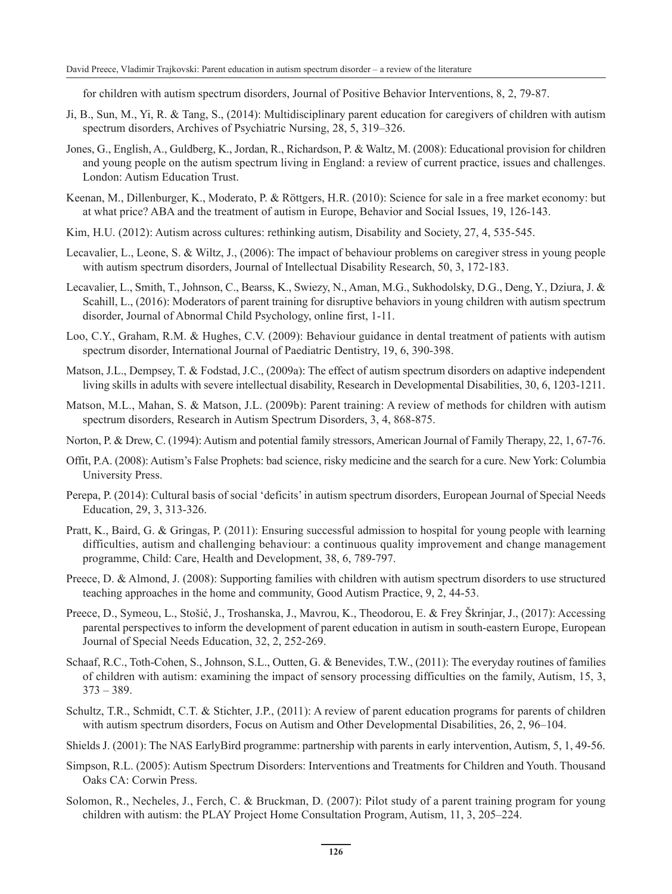for children with autism spectrum disorders, Journal of Positive Behavior Interventions, 8, 2, 79-87.

Ji, B., Sun, M., Yi, R. & Tang, S., (2014): Multidisciplinary parent education for caregivers of children with autism spectrum disorders, Archives of Psychiatric Nursing, 28, 5, 319–326.

Jones, G., English, A., Guldberg, K., Jordan, R., Richardson, P. & Waltz, M. (2008): Educational provision for children and young people on the autism spectrum living in England: a review of current practice, issues and challenges. London: Autism Education Trust.

Keenan, M., Dillenburger, K., Moderato, P. & Röttgers, H.R. (2010): Science for sale in a free market economy: but at what price? ABA and the treatment of autism in Europe, Behavior and Social Issues, 19, 126-143.

Kim, H.U. (2012): Autism across cultures: rethinking autism, Disability and Society, 27, 4, 535-545.

Lecavalier, L., Leone, S. & Wiltz, J., (2006): The impact of behaviour problems on caregiver stress in young people with autism spectrum disorders, Journal of Intellectual Disability Research, 50, 3, 172-183.

Lecavalier, L., Smith, T., Johnson, C., Bearss, K., Swiezy, N., Aman, M.G., Sukhodolsky, D.G., Deng, Y., Dziura, J. & Scahill, L., (2016): Moderators of parent training for disruptive behaviors in young children with autism spectrum disorder, Journal of Abnormal Child Psychology, online first, 1-11.

Loo, C.Y., Graham, R.M. & Hughes, C.V. (2009): Behaviour guidance in dental treatment of patients with autism spectrum disorder, International Journal of Paediatric Dentistry, 19, 6, 390-398.

Matson, J.L., Dempsey, T. & Fodstad, J.C., (2009a): The effect of autism spectrum disorders on adaptive independent living skills in adults with severe intellectual disability, Research in Developmental Disabilities, 30, 6, 1203-1211.

Matson, M.L., Mahan, S. & Matson, J.L. (2009b): Parent training: A review of methods for children with autism spectrum disorders, Research in Autism Spectrum Disorders, 3, 4, 868-875.

Norton, P. & Drew, C. (1994): Autism and potential family stressors, American Journal of Family Therapy, 22, 1, 67-76.

Offit, P.A. (2008): Autism's False Prophets: bad science, risky medicine and the search for a cure. New York: Columbia University Press.

Perepa, P. (2014): Cultural basis of social 'deficits' in autism spectrum disorders, European Journal of Special Needs Education, 29, 3, 313-326.

Pratt, K., Baird, G. & Gringas, P. (2011): Ensuring successful admission to hospital for young people with learning difficulties, autism and challenging behaviour: a continuous quality improvement and change management programme, Child: Care, Health and Development, 38, 6, 789-797.

Preece, D. & Almond, J. (2008): Supporting families with children with autism spectrum disorders to use structured teaching approaches in the home and community, Good Autism Practice, 9, 2, 44-53.

Preece, D., Symeou, L., Stošić, J., Troshanska, J., Mavrou, K., Theodorou, E. & Frey Škrinjar, J., (2017): Accessing parental perspectives to inform the development of parent education in autism in south-eastern Europe, European Journal of Special Needs Education, 32, 2, 252-269.

Schaaf, R.C., Toth-Cohen, S., Johnson, S.L., Outten, G. & Benevides, T.W., (2011): The everyday routines of families of children with autism: examining the impact of sensory processing difficulties on the family, Autism, 15, 3, 373 – 389.

Schultz, T.R., Schmidt, C.T. & Stichter, J.P., (2011): A review of parent education programs for parents of children with autism spectrum disorders, Focus on Autism and Other Developmental Disabilities, 26, 2, 96–104.

Shields J. (2001): The NAS EarlyBird programme: partnership with parents in early intervention, Autism, 5, 1, 49-56.

Simpson, R.L. (2005): Autism Spectrum Disorders: Interventions and Treatments for Children and Youth. Thousand Oaks CA: Corwin Press.

Solomon, R., Necheles, J., Ferch, C. & Bruckman, D. (2007): Pilot study of a parent training program for young children with autism: the PLAY Project Home Consultation Program, Autism, 11, 3, 205–224.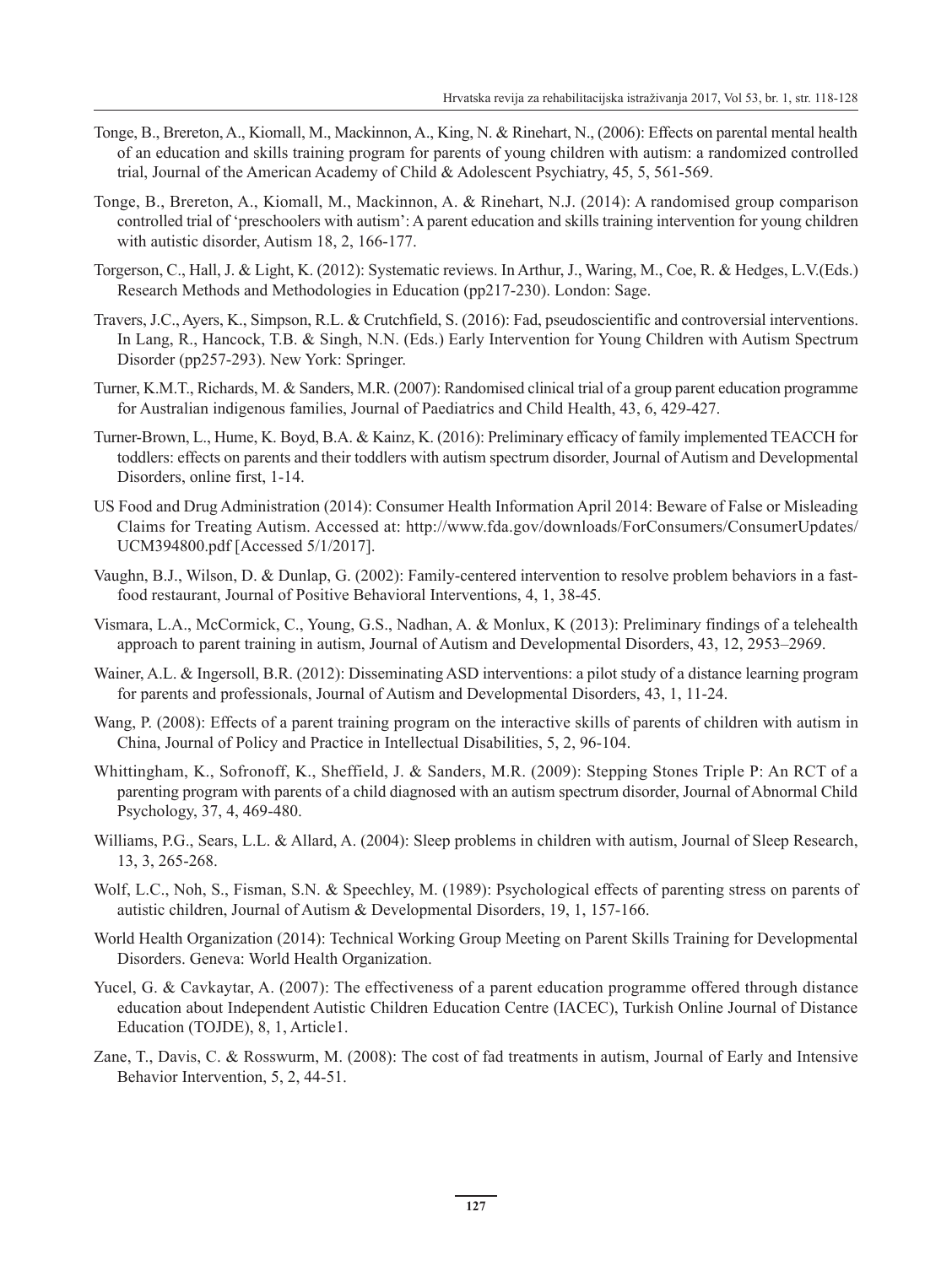Tonge, B., Brereton, A., Kiomall, M., Mackinnon, A., King, N. & Rinehart, N., (2006): Effects on parental mental health of an education and skills training program for parents of young children with autism: a randomized controlled trial, Journal of the American Academy of Child & Adolescent Psychiatry, 45, 5, 561-569.

Tonge, B., Brereton, A., Kiomall, M., Mackinnon, A. & Rinehart, N.J. (2014): A randomised group comparison controlled trial of 'preschoolers with autism': A parent education and skills training intervention for young children with autistic disorder, Autism 18, 2, 166-177.

Torgerson, C., Hall, J. & Light, K. (2012): Systematic reviews. In Arthur, J., Waring, M., Coe, R. & Hedges, L.V.(Eds.) Research Methods and Methodologies in Education (pp217-230). London: Sage.

Travers, J.C., Ayers, K., Simpson, R.L. & Crutchfield, S. (2016): Fad, pseudoscientific and controversial interventions. In Lang, R., Hancock, T.B. & Singh, N.N. (Eds.) Early Intervention for Young Children with Autism Spectrum Disorder (pp257-293). New York: Springer.

Turner, K.M.T., Richards, M. & Sanders, M.R. (2007): Randomised clinical trial of a group parent education programme for Australian indigenous families, Journal of Paediatrics and Child Health, 43, 6, 429-427.

Turner-Brown, L., Hume, K. Boyd, B.A. & Kainz, K. (2016): Preliminary efficacy of family implemented TEACCH for toddlers: effects on parents and their toddlers with autism spectrum disorder, Journal of Autism and Developmental Disorders, online first, 1-14.

US Food and Drug Administration (2014): Consumer Health Information April 2014: Beware of False or Misleading Claims for Treating Autism. Accessed at: http://www.fda.gov/downloads/ForConsumers/ConsumerUpdates/UCM394800.pdf [Accessed 5/1/2017].

Vaughn, B.J., Wilson, D. & Dunlap, G. (2002): Family-centered intervention to resolve problem behaviors in a fast-food restaurant, Journal of Positive Behavioral Interventions, 4, 1, 38-45.

Vismara, L.A., McCormick, C., Young, G.S., Nadhan, A. & Monlux, K (2013): Preliminary findings of a telehealth approach to parent training in autism, Journal of Autism and Developmental Disorders, 43, 12, 2953–2969.

Wainer, A.L. & Ingersoll, B.R. (2012): Disseminating ASD interventions: a pilot study of a distance learning program for parents and professionals, Journal of Autism and Developmental Disorders, 43, 1, 11-24.

Wang, P. (2008): Effects of a parent training program on the interactive skills of parents of children with autism in China, Journal of Policy and Practice in Intellectual Disabilities, 5, 2, 96-104.

Whittingham, K., Sofronoff, K., Sheffield, J. & Sanders, M.R. (2009): Stepping Stones Triple P: An RCT of a parenting program with parents of a child diagnosed with an autism spectrum disorder, Journal of Abnormal Child Psychology, 37, 4, 469-480.

Williams, P.G., Sears, L.L. & Allard, A. (2004): Sleep problems in children with autism, Journal of Sleep Research, 13, 3, 265-268.

Wolf, L.C., Noh, S., Fisman, S.N. & Speechley, M. (1989): Psychological effects of parenting stress on parents of autistic children, Journal of Autism & Developmental Disorders, 19, 1, 157-166.

World Health Organization (2014): Technical Working Group Meeting on Parent Skills Training for Developmental Disorders. Geneva: World Health Organization.

Yucel, G. & Cavkaytar, A. (2007): The effectiveness of a parent education programme offered through distance education about Independent Autistic Children Education Centre (IACEC), Turkish Online Journal of Distance Education (TOJDE), 8, 1, Article1.

Zane, T., Davis, C. & Rosswurm, M. (2008): The cost of fad treatments in autism, Journal of Early and Intensive Behavior Intervention, 5, 2, 44-51.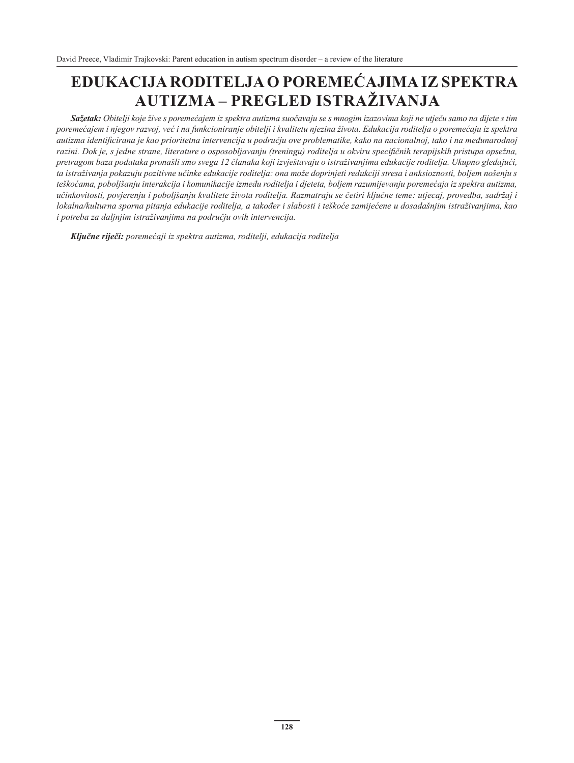# EDUKACIJA RODITELJA O POREMEĆAJIMA IZ SPEKTRA AUTIZMA – PREGLED ISTRAŽIVANJA

***Sažetak:*** *Obitelji koje žive s poremećajem iz spektra autizma suočavaju se s mnogim izazovima koji ne utječu samo na dijete s tim poremećajem i njegov razvoj, već i na funkcioniranje obitelji i kvalitetu njezina života. Edukacija roditelja o poremećaju iz spektra autizma identificirana je kao prioritetna intervencija u području ove problematike, kako na nacionalnoj, tako i na međunarodnoj razini. Dok je, s jedne strane, literature o osposobljavanju (treningu) roditelja u okviru specifičnih terapijskih pristupa opsežna, pretragom baza podataka pronašli smo svega 12 članaka koji izvještavaju o istraživanjima edukacije roditelja. Ukupno gledajući, ta istraživanja pokazuju pozitivne učinke edukacije roditelja: ona može doprinjeti redukciji stresa i anksioznosti, boljem nošenju s teškoćama, poboljšanju interakcija i komunikacije između roditelja i djeteta, boljem razumijevanju poremećaja iz spektra autizma, učinkovitosti, povjerenju i poboljšanju kvalitete života roditelja. Razmatraju se četiri ključne teme: utjecaj, provedba, sadržaj i lokalna/kulturna sporna pitanja edukacije roditelja, a također i slabosti i teškoće zamijećene u dosadašnjim istraživanjima, kao i potreba za daljnjim istraživanjima na području ovih intervencija.*

***Ključne riječi:*** *poremećaji iz spektra autizma, roditelji, edukacija roditelja*